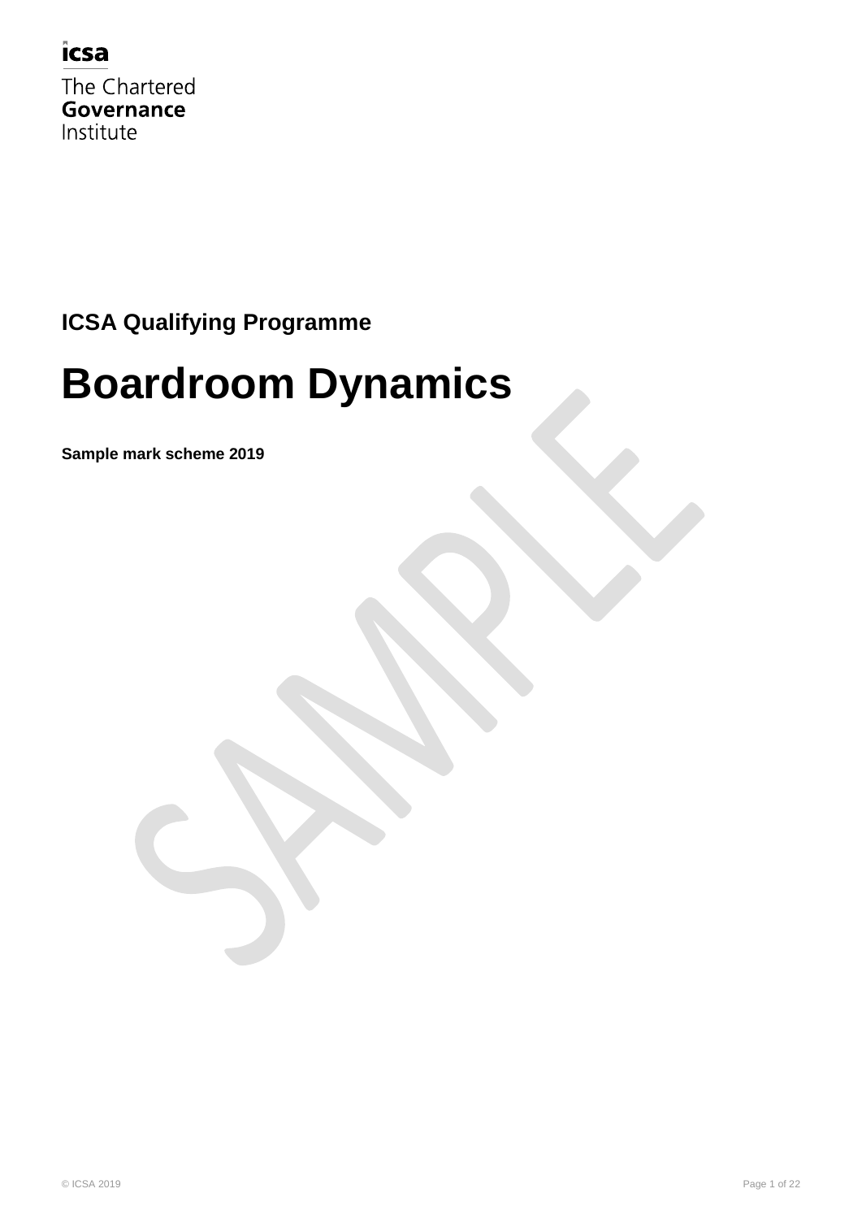icsa

The Chartered
**Governance**
Institute

**ICSA Qualifying Programme**

# Boardroom Dynamics

**Sample mark scheme 2019**

SAMPLE

© ICSA 2019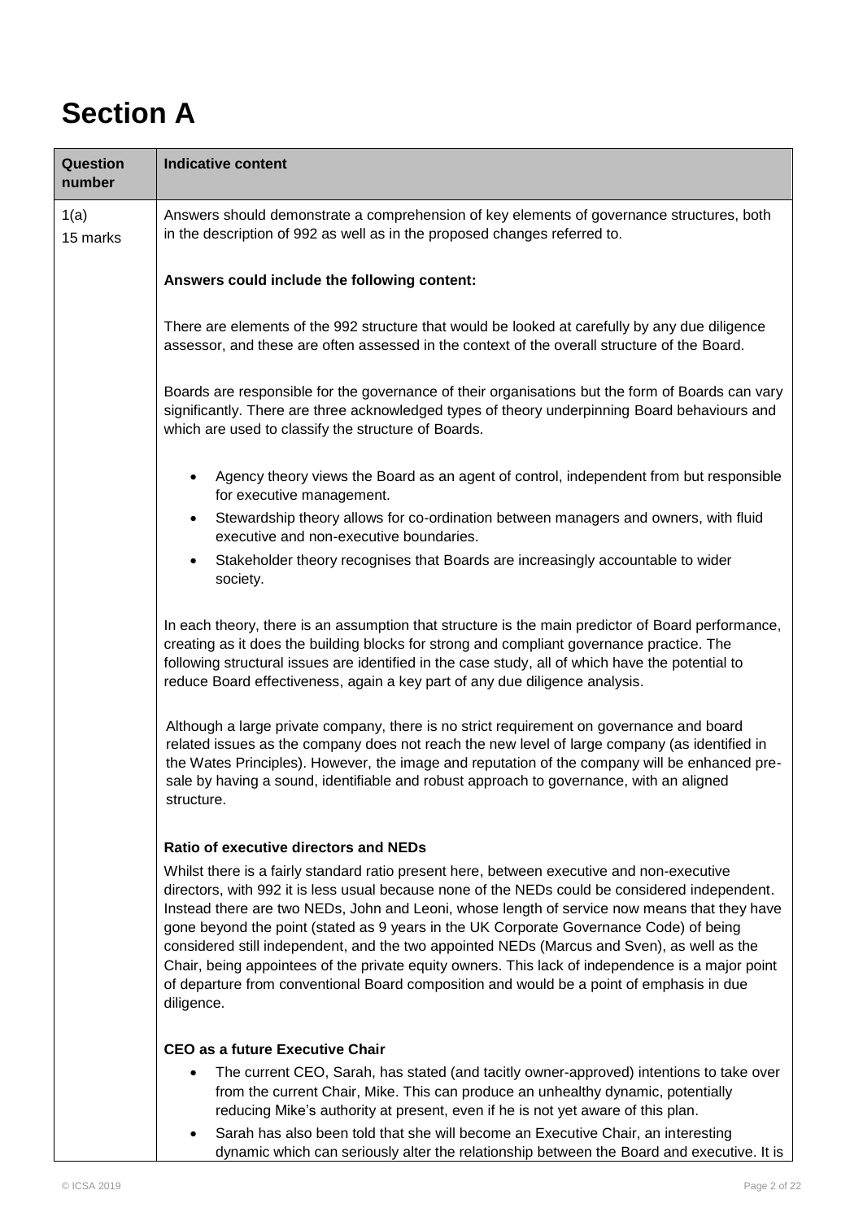# Section A

| Question number | Indicative content |
|---|---|
| 1(a)<br>15 marks | Answers should demonstrate a comprehension of key elements of governance structures, both in the description of 992 as well as in the proposed changes referred to.<br><br>**Answers could include the following content:**<br><br>There are elements of the 992 structure that would be looked at carefully by any due diligence assessor, and these are often assessed in the context of the overall structure of the Board.<br><br>Boards are responsible for the governance of their organisations but the form of Boards can vary significantly. There are three acknowledged types of theory underpinning Board behaviours and which are used to classify the structure of Boards.<br><br>• Agency theory views the Board as an agent of control, independent from but responsible for executive management.<br>• Stewardship theory allows for co-ordination between managers and owners, with fluid executive and non-executive boundaries.<br>• Stakeholder theory recognises that Boards are increasingly accountable to wider society.<br><br>In each theory, there is an assumption that structure is the main predictor of Board performance, creating as it does the building blocks for strong and compliant governance practice. The following structural issues are identified in the case study, all of which have the potential to reduce Board effectiveness, again a key part of any due diligence analysis.<br><br>Although a large private company, there is no strict requirement on governance and board related issues as the company does not reach the new level of large company (as identified in the Wates Principles). However, the image and reputation of the company will be enhanced pre-sale by having a sound, identifiable and robust approach to governance, with an aligned structure.<br><br>**Ratio of executive directors and NEDs**<br><br>Whilst there is a fairly standard ratio present here, between executive and non-executive directors, with 992 it is less usual because none of the NEDs could be considered independent. Instead there are two NEDs, John and Leoni, whose length of service now means that they have gone beyond the point (stated as 9 years in the UK Corporate Governance Code) of being considered still independent, and the two appointed NEDs (Marcus and Sven), as well as the Chair, being appointees of the private equity owners. This lack of independence is a major point of departure from conventional Board composition and would be a point of emphasis in due diligence.<br><br>**CEO as a future Executive Chair**<br><br>• The current CEO, Sarah, has stated (and tacitly owner-approved) intentions to take over from the current Chair, Mike. This can produce an unhealthy dynamic, potentially reducing Mike's authority at present, even if he is not yet aware of this plan.<br>• Sarah has also been told that she will become an Executive Chair, an interesting dynamic which can seriously alter the relationship between the Board and executive. It is |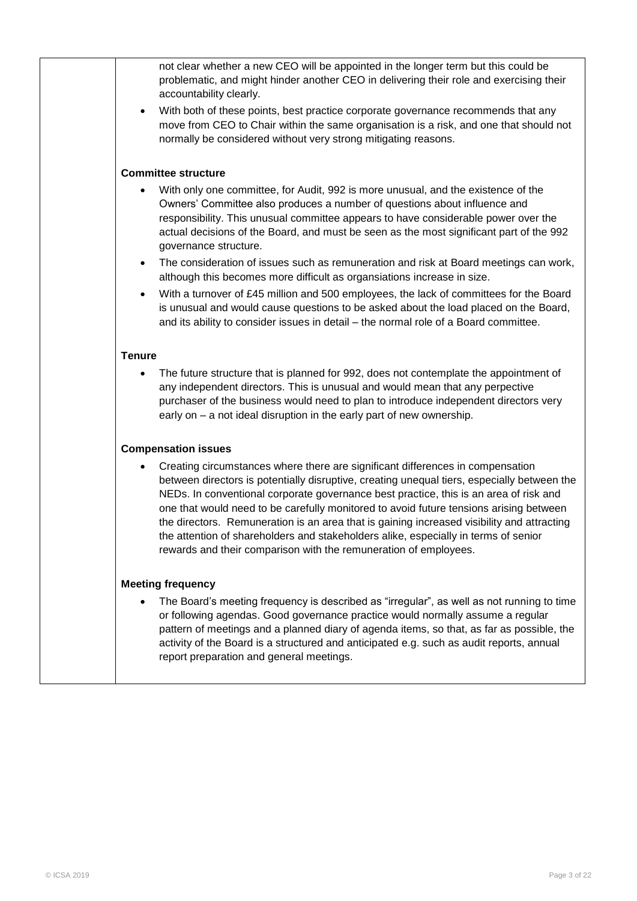not clear whether a new CEO will be appointed in the longer term but this could be problematic, and might hinder another CEO in delivering their role and exercising their accountability clearly.

- With both of these points, best practice corporate governance recommends that any move from CEO to Chair within the same organisation is a risk, and one that should not normally be considered without very strong mitigating reasons.

**Committee structure**

- With only one committee, for Audit, 992 is more unusual, and the existence of the Owners' Committee also produces a number of questions about influence and responsibility. This unusual committee appears to have considerable power over the actual decisions of the Board, and must be seen as the most significant part of the 992 governance structure.
- The consideration of issues such as remuneration and risk at Board meetings can work, although this becomes more difficult as organsiations increase in size.
- With a turnover of £45 million and 500 employees, the lack of committees for the Board is unusual and would cause questions to be asked about the load placed on the Board, and its ability to consider issues in detail – the normal role of a Board committee.

**Tenure**

- The future structure that is planned for 992, does not contemplate the appointment of any independent directors. This is unusual and would mean that any perpective purchaser of the business would need to plan to introduce independent directors very early on – a not ideal disruption in the early part of new ownership.

**Compensation issues**

- Creating circumstances where there are significant differences in compensation between directors is potentially disruptive, creating unequal tiers, especially between the NEDs. In conventional corporate governance best practice, this is an area of risk and one that would need to be carefully monitored to avoid future tensions arising between the directors. Remuneration is an area that is gaining increased visibility and attracting the attention of shareholders and stakeholders alike, especially in terms of senior rewards and their comparison with the remuneration of employees.

**Meeting frequency**

- The Board's meeting frequency is described as "irregular", as well as not running to time or following agendas. Good governance practice would normally assume a regular pattern of meetings and a planned diary of agenda items, so that, as far as possible, the activity of the Board is a structured and anticipated e.g. such as audit reports, annual report preparation and general meetings.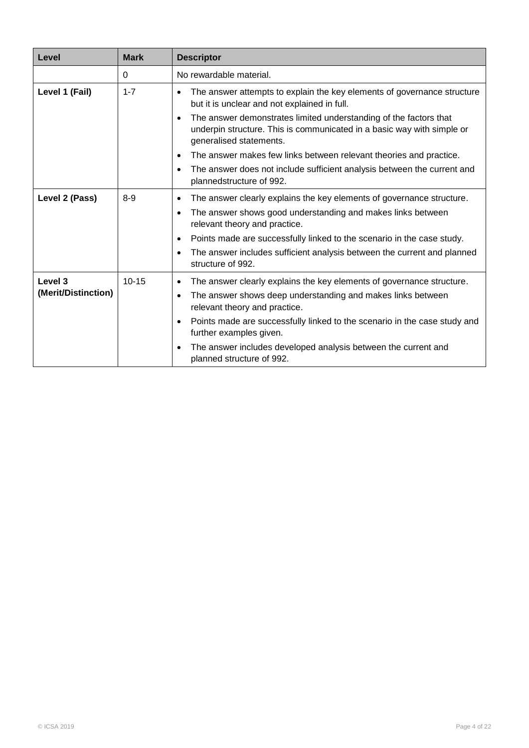| Level | Mark | Descriptor |
| --- | --- | --- |
| | 0 | No rewardable material. |
| **Level 1 (Fail)** | 1-7 | • The answer attempts to explain the key elements of governance structure but it is unclear and not explained in full.<br>• The answer demonstrates limited understanding of the factors that underpin structure. This is communicated in a basic way with simple or generalised statements.<br>• The answer makes few links between relevant theories and practice.<br>• The answer does not include sufficient analysis between the current and plannedstructure of 992. |
| **Level 2 (Pass)** | 8-9 | • The answer clearly explains the key elements of governance structure.<br>• The answer shows good understanding and makes links between relevant theory and practice.<br>• Points made are successfully linked to the scenario in the case study.<br>• The answer includes sufficient analysis between the current and planned structure of 992. |
| **Level 3 (Merit/Distinction)** | 10-15 | • The answer clearly explains the key elements of governance structure.<br>• The answer shows deep understanding and makes links between relevant theory and practice.<br>• Points made are successfully linked to the scenario in the case study and further examples given.<br>• The answer includes developed analysis between the current and planned structure of 992. |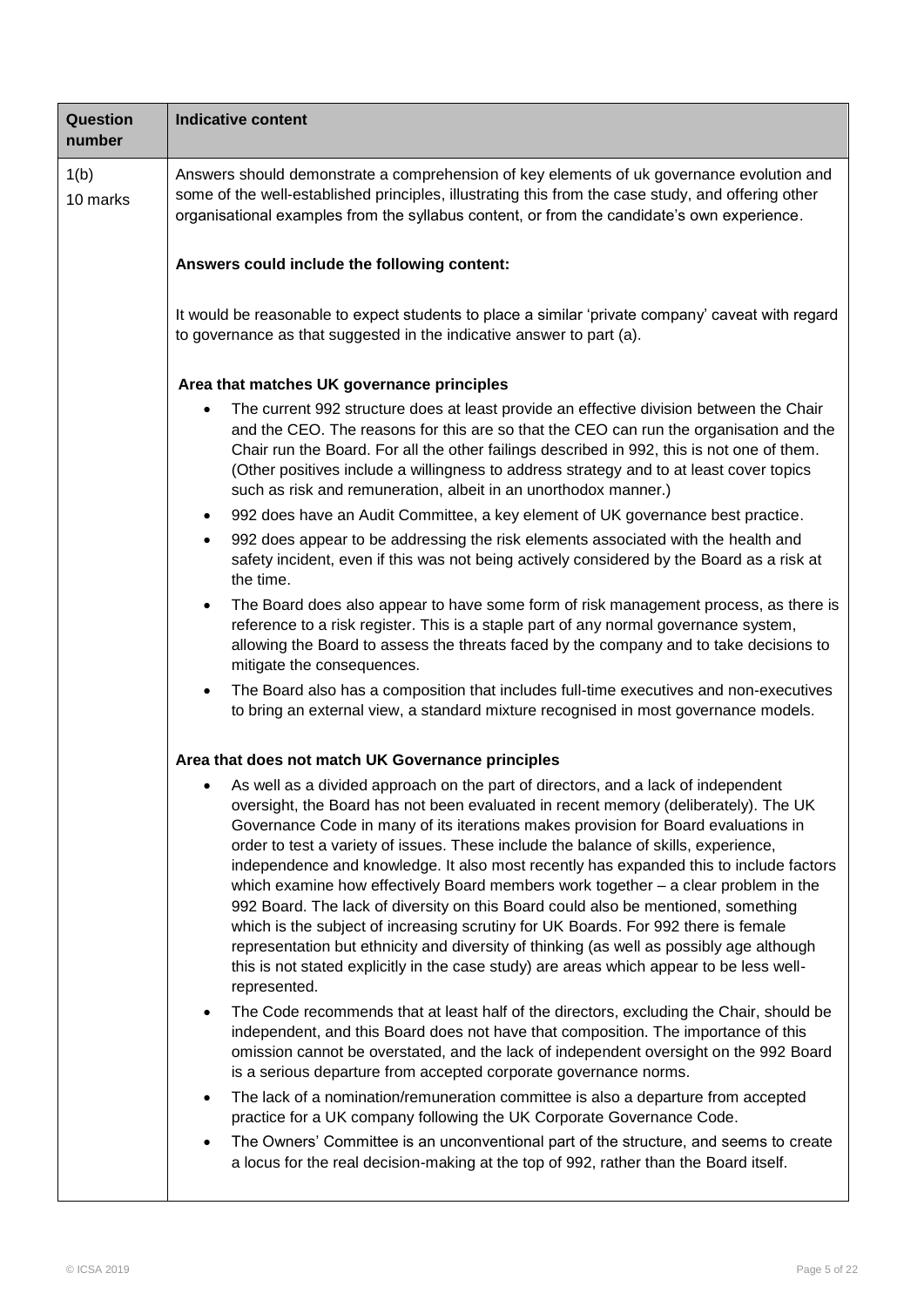| Question number | Indicative content |
| --- | --- |
| 1(b)<br>10 marks | Answers should demonstrate a comprehension of key elements of uk governance evolution and some of the well-established principles, illustrating this from the case study, and offering other organisational examples from the syllabus content, or from the candidate's own experience.<br><br>**Answers could include the following content:**<br><br>It would be reasonable to expect students to place a similar 'private company' caveat with regard to governance as that suggested in the indicative answer to part (a).<br><br>**Area that matches UK governance principles**<br><br>• The current 992 structure does at least provide an effective division between the Chair and the CEO. The reasons for this are so that the CEO can run the organisation and the Chair run the Board. For all the other failings described in 992, this is not one of them. (Other positives include a willingness to address strategy and to at least cover topics such as risk and remuneration, albeit in an unorthodox manner.)<br>• 992 does have an Audit Committee, a key element of UK governance best practice.<br>• 992 does appear to be addressing the risk elements associated with the health and safety incident, even if this was not being actively considered by the Board as a risk at the time.<br>• The Board does also appear to have some form of risk management process, as there is reference to a risk register. This is a staple part of any normal governance system, allowing the Board to assess the threats faced by the company and to take decisions to mitigate the consequences.<br>• The Board also has a composition that includes full-time executives and non-executives to bring an external view, a standard mixture recognised in most governance models.<br><br>**Area that does not match UK Governance principles**<br><br>• As well as a divided approach on the part of directors, and a lack of independent oversight, the Board has not been evaluated in recent memory (deliberately). The UK Governance Code in many of its iterations makes provision for Board evaluations in order to test a variety of issues. These include the balance of skills, experience, independence and knowledge. It also most recently has expanded this to include factors which examine how effectively Board members work together – a clear problem in the 992 Board. The lack of diversity on this Board could also be mentioned, something which is the subject of increasing scrutiny for UK Boards. For 992 there is female representation but ethnicity and diversity of thinking (as well as possibly age although this is not stated explicitly in the case study) are areas which appear to be less well-represented.<br>• The Code recommends that at least half of the directors, excluding the Chair, should be independent, and this Board does not have that composition. The importance of this omission cannot be overstated, and the lack of independent oversight on the 992 Board is a serious departure from accepted corporate governance norms.<br>• The lack of a nomination/remuneration committee is also a departure from accepted practice for a UK company following the UK Corporate Governance Code.<br>• The Owners' Committee is an unconventional part of the structure, and seems to create a locus for the real decision-making at the top of 992, rather than the Board itself. |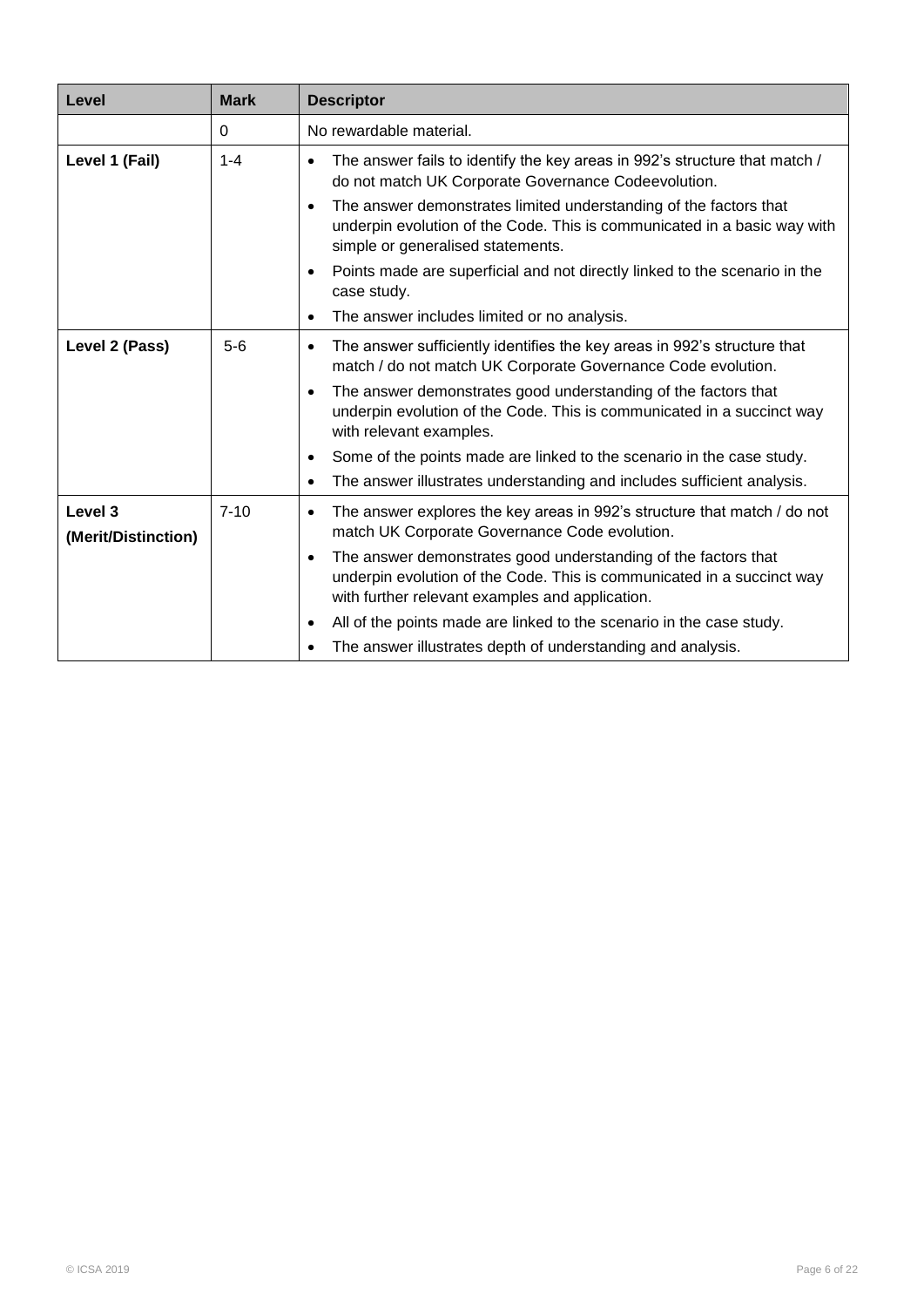| Level | Mark | Descriptor |
|---|---|---|
| | 0 | No rewardable material. |
| **Level 1 (Fail)** | 1-4 | • The answer fails to identify the key areas in 992's structure that match / do not match UK Corporate Governance Codeevolution.<br>• The answer demonstrates limited understanding of the factors that underpin evolution of the Code. This is communicated in a basic way with simple or generalised statements.<br>• Points made are superficial and not directly linked to the scenario in the case study.<br>• The answer includes limited or no analysis. |
| **Level 2 (Pass)** | 5-6 | • The answer sufficiently identifies the key areas in 992's structure that match / do not match UK Corporate Governance Code evolution.<br>• The answer demonstrates good understanding of the factors that underpin evolution of the Code. This is communicated in a succinct way with relevant examples.<br>• Some of the points made are linked to the scenario in the case study.<br>• The answer illustrates understanding and includes sufficient analysis. |
| **Level 3 (Merit/Distinction)** | 7-10 | • The answer explores the key areas in 992's structure that match / do not match UK Corporate Governance Code evolution.<br>• The answer demonstrates good understanding of the factors that underpin evolution of the Code. This is communicated in a succinct way with further relevant examples and application.<br>• All of the points made are linked to the scenario in the case study.<br>• The answer illustrates depth of understanding and analysis. |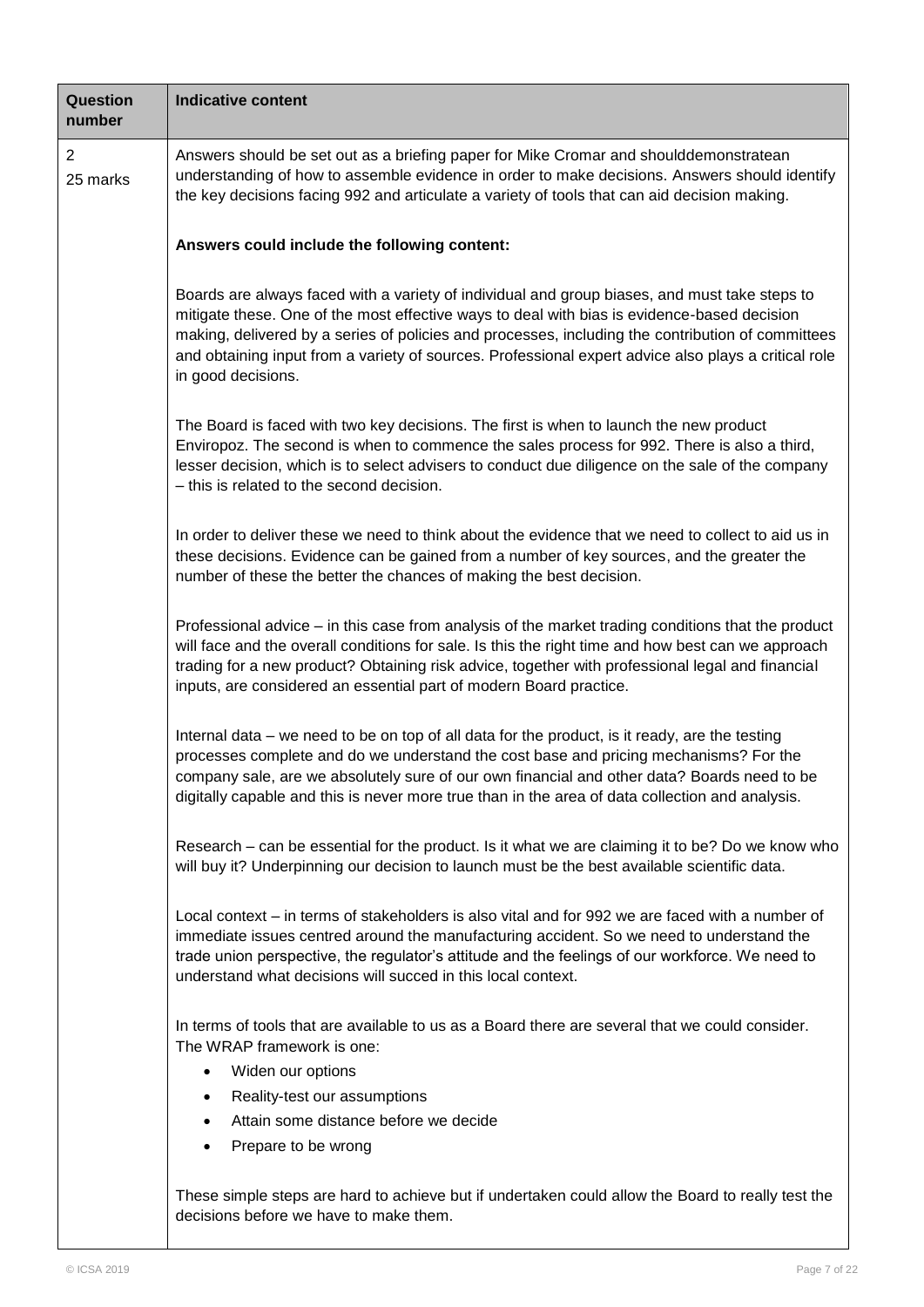| Question number | Indicative content |
| --- | --- |
| 2<br>25 marks | Answers should be set out as a briefing paper for Mike Cromar and shoulddemonstratean understanding of how to assemble evidence in order to make decisions. Answers should identify the key decisions facing 992 and articulate a variety of tools that can aid decision making.<br><br>**Answers could include the following content:**<br><br>Boards are always faced with a variety of individual and group biases, and must take steps to mitigate these. One of the most effective ways to deal with bias is evidence-based decision making, delivered by a series of policies and processes, including the contribution of committees and obtaining input from a variety of sources. Professional expert advice also plays a critical role in good decisions.<br><br>The Board is faced with two key decisions. The first is when to launch the new product Enviropoz. The second is when to commence the sales process for 992. There is also a third, lesser decision, which is to select advisers to conduct due diligence on the sale of the company – this is related to the second decision.<br><br>In order to deliver these we need to think about the evidence that we need to collect to aid us in these decisions. Evidence can be gained from a number of key sources, and the greater the number of these the better the chances of making the best decision.<br><br>Professional advice – in this case from analysis of the market trading conditions that the product will face and the overall conditions for sale. Is this the right time and how best can we approach trading for a new product? Obtaining risk advice, together with professional legal and financial inputs, are considered an essential part of modern Board practice.<br><br>Internal data – we need to be on top of all data for the product, is it ready, are the testing processes complete and do we understand the cost base and pricing mechanisms? For the company sale, are we absolutely sure of our own financial and other data? Boards need to be digitally capable and this is never more true than in the area of data collection and analysis.<br><br>Research – can be essential for the product. Is it what we are claiming it to be? Do we know who will buy it? Underpinning our decision to launch must be the best available scientific data.<br><br>Local context – in terms of stakeholders is also vital and for 992 we are faced with a number of immediate issues centred around the manufacturing accident. So we need to understand the trade union perspective, the regulator's attitude and the feelings of our workforce. We need to understand what decisions will succed in this local context.<br><br>In terms of tools that are available to us as a Board there are several that we could consider. The WRAP framework is one:<br>• Widen our options<br>• Reality-test our assumptions<br>• Attain some distance before we decide<br>• Prepare to be wrong<br><br>These simple steps are hard to achieve but if undertaken could allow the Board to really test the decisions before we have to make them. |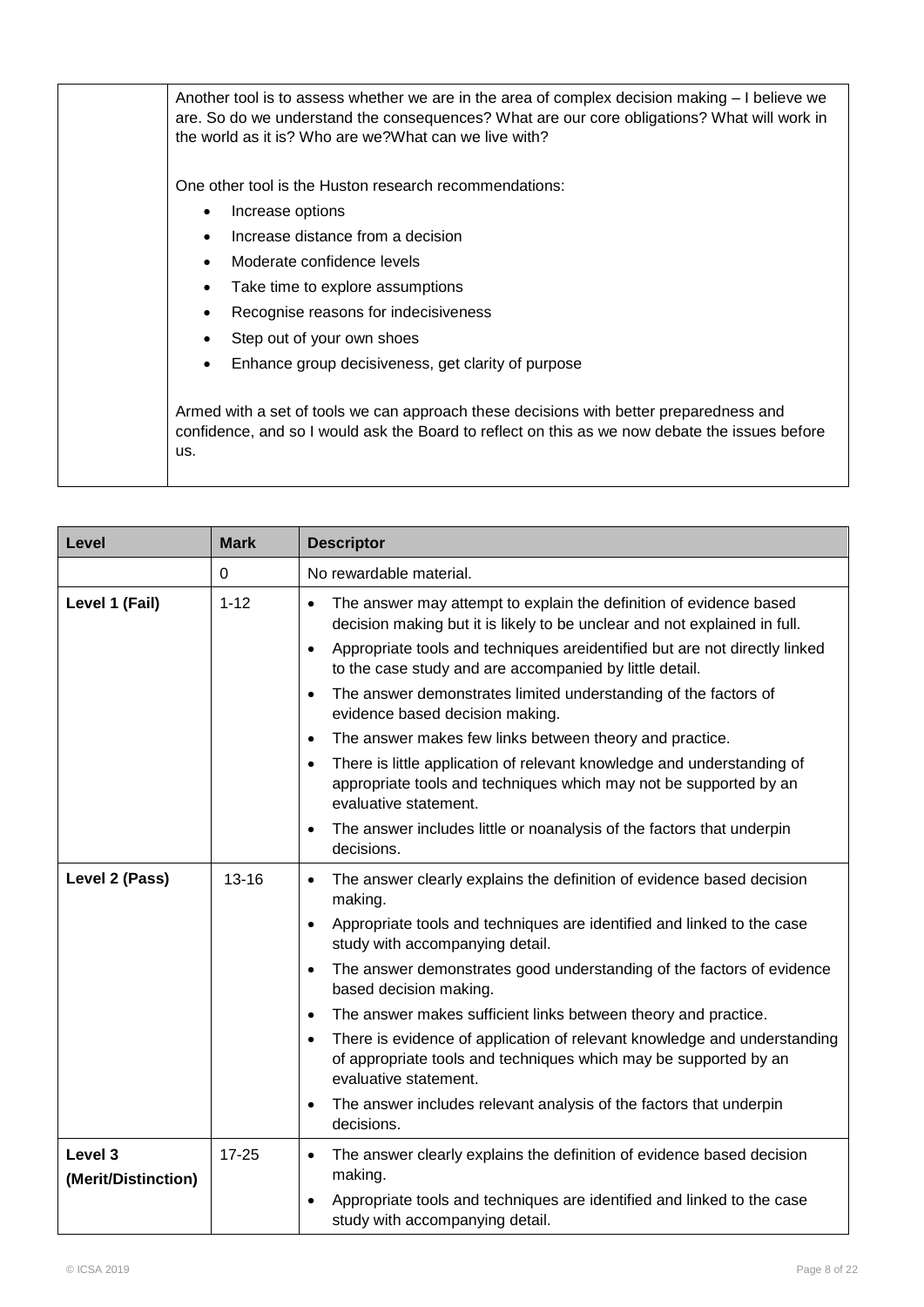| | |
|---|---|
| | Another tool is to assess whether we are in the area of complex decision making – I believe we are. So do we understand the consequences? What are our core obligations? What will work in the world as it is? Who are we?What can we live with?<br><br>One other tool is the Huston research recommendations:<br>• Increase options<br>• Increase distance from a decision<br>• Moderate confidence levels<br>• Take time to explore assumptions<br>• Recognise reasons for indecisiveness<br>• Step out of your own shoes<br>• Enhance group decisiveness, get clarity of purpose<br><br>Armed with a set of tools we can approach these decisions with better preparedness and confidence, and so I would ask the Board to reflect on this as we now debate the issues before us. |

| Level | Mark | Descriptor |
|---|---|---|
| | 0 | No rewardable material. |
| **Level 1 (Fail)** | 1-12 | • The answer may attempt to explain the definition of evidence based decision making but it is likely to be unclear and not explained in full.<br>• Appropriate tools and techniques areidentified but are not directly linked to the case study and are accompanied by little detail.<br>• The answer demonstrates limited understanding of the factors of evidence based decision making.<br>• The answer makes few links between theory and practice.<br>• There is little application of relevant knowledge and understanding of appropriate tools and techniques which may not be supported by an evaluative statement.<br>• The answer includes little or noanalysis of the factors that underpin decisions. |
| **Level 2 (Pass)** | 13-16 | • The answer clearly explains the definition of evidence based decision making.<br>• Appropriate tools and techniques are identified and linked to the case study with accompanying detail.<br>• The answer demonstrates good understanding of the factors of evidence based decision making.<br>• The answer makes sufficient links between theory and practice.<br>• There is evidence of application of relevant knowledge and understanding of appropriate tools and techniques which may be supported by an evaluative statement.<br>• The answer includes relevant analysis of the factors that underpin decisions. |
| **Level 3 (Merit/Distinction)** | 17-25 | • The answer clearly explains the definition of evidence based decision making.<br>• Appropriate tools and techniques are identified and linked to the case study with accompanying detail. |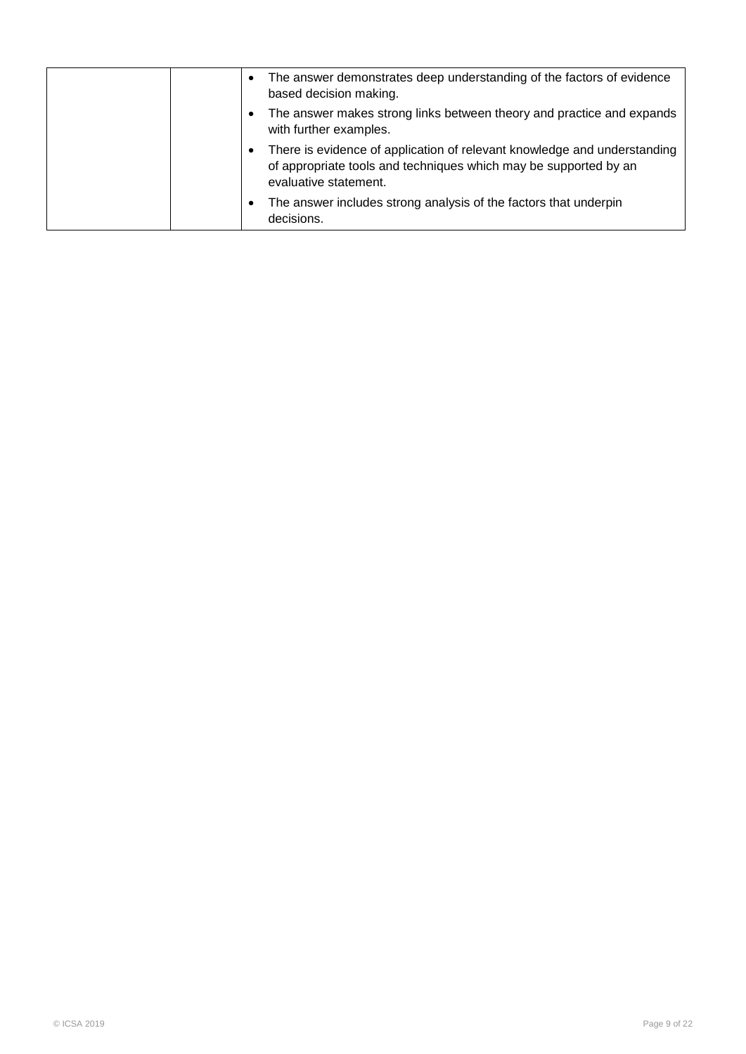|  |  | <ul><li>The answer demonstrates deep understanding of the factors of evidence based decision making.</li><li>The answer makes strong links between theory and practice and expands with further examples.</li><li>There is evidence of application of relevant knowledge and understanding of appropriate tools and techniques which may be supported by an evaluative statement.</li><li>The answer includes strong analysis of the factors that underpin decisions.</li></ul> |
|---|---|---|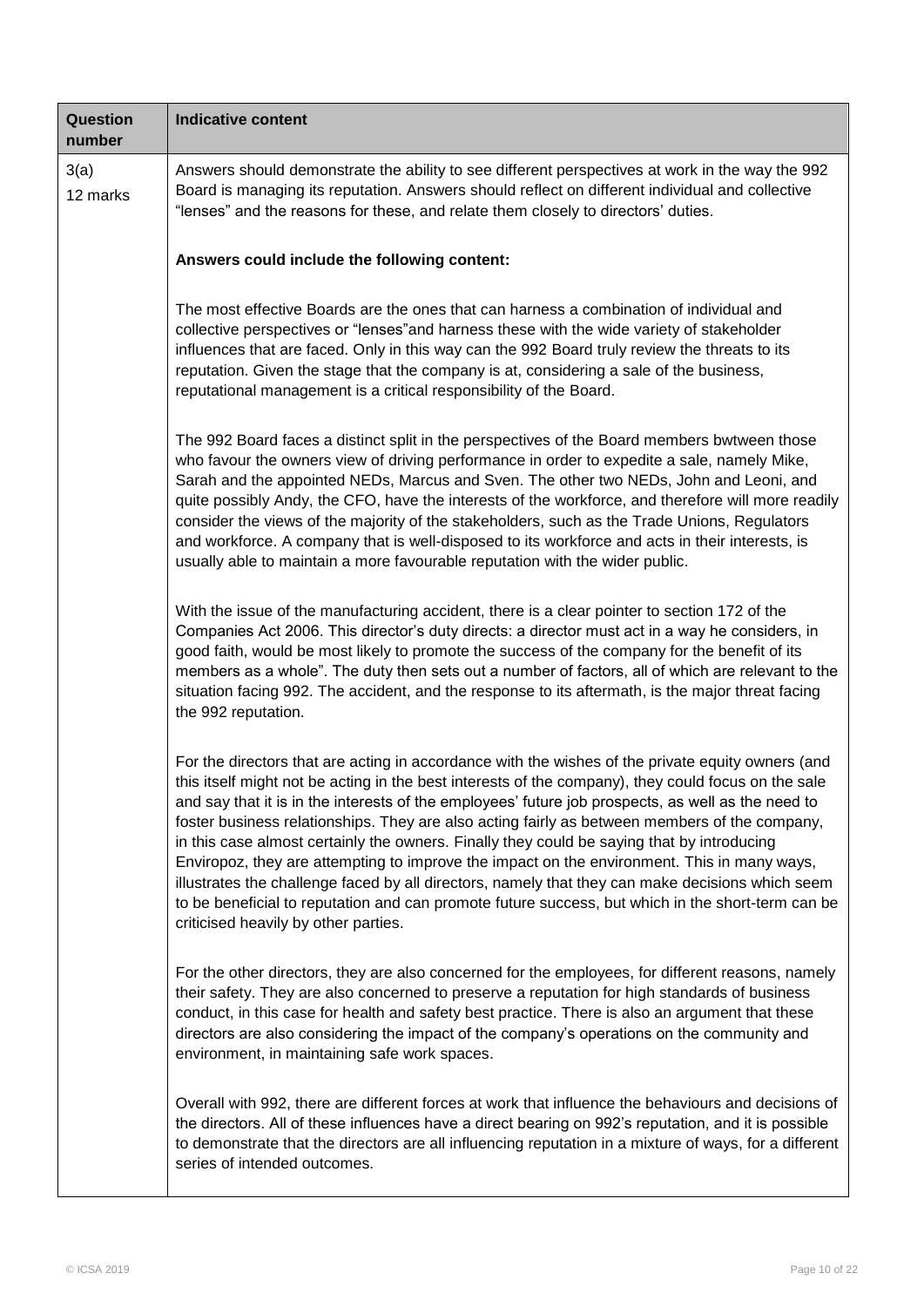| Question number | Indicative content |
| --- | --- |
| 3(a)<br>12 marks | Answers should demonstrate the ability to see different perspectives at work in the way the 992 Board is managing its reputation. Answers should reflect on different individual and collective "lenses" and the reasons for these, and relate them closely to directors' duties.<br><br>**Answers could include the following content:**<br><br>The most effective Boards are the ones that can harness a combination of individual and collective perspectives or "lenses"and harness these with the wide variety of stakeholder influences that are faced. Only in this way can the 992 Board truly review the threats to its reputation. Given the stage that the company is at, considering a sale of the business, reputational management is a critical responsibility of the Board.<br><br>The 992 Board faces a distinct split in the perspectives of the Board members bwtween those who favour the owners view of driving performance in order to expedite a sale, namely Mike, Sarah and the appointed NEDs, Marcus and Sven. The other two NEDs, John and Leoni, and quite possibly Andy, the CFO, have the interests of the workforce, and therefore will more readily consider the views of the majority of the stakeholders, such as the Trade Unions, Regulators and workforce. A company that is well-disposed to its workforce and acts in their interests, is usually able to maintain a more favourable reputation with the wider public.<br><br>With the issue of the manufacturing accident, there is a clear pointer to section 172 of the Companies Act 2006. This director's duty directs: a director must act in a way he considers, in good faith, would be most likely to promote the success of the company for the benefit of its members as a whole". The duty then sets out a number of factors, all of which are relevant to the situation facing 992. The accident, and the response to its aftermath, is the major threat facing the 992 reputation.<br><br>For the directors that are acting in accordance with the wishes of the private equity owners (and this itself might not be acting in the best interests of the company), they could focus on the sale and say that it is in the interests of the employees' future job prospects, as well as the need to foster business relationships. They are also acting fairly as between members of the company, in this case almost certainly the owners. Finally they could be saying that by introducing Enviropoz, they are attempting to improve the impact on the environment. This in many ways, illustrates the challenge faced by all directors, namely that they can make decisions which seem to be beneficial to reputation and can promote future success, but which in the short-term can be criticised heavily by other parties.<br><br>For the other directors, they are also concerned for the employees, for different reasons, namely their safety. They are also concerned to preserve a reputation for high standards of business conduct, in this case for health and safety best practice. There is also an argument that these directors are also considering the impact of the company's operations on the community and environment, in maintaining safe work spaces.<br><br>Overall with 992, there are different forces at work that influence the behaviours and decisions of the directors. All of these influences have a direct bearing on 992's reputation, and it is possible to demonstrate that the directors are all influencing reputation in a mixture of ways, for a different series of intended outcomes. |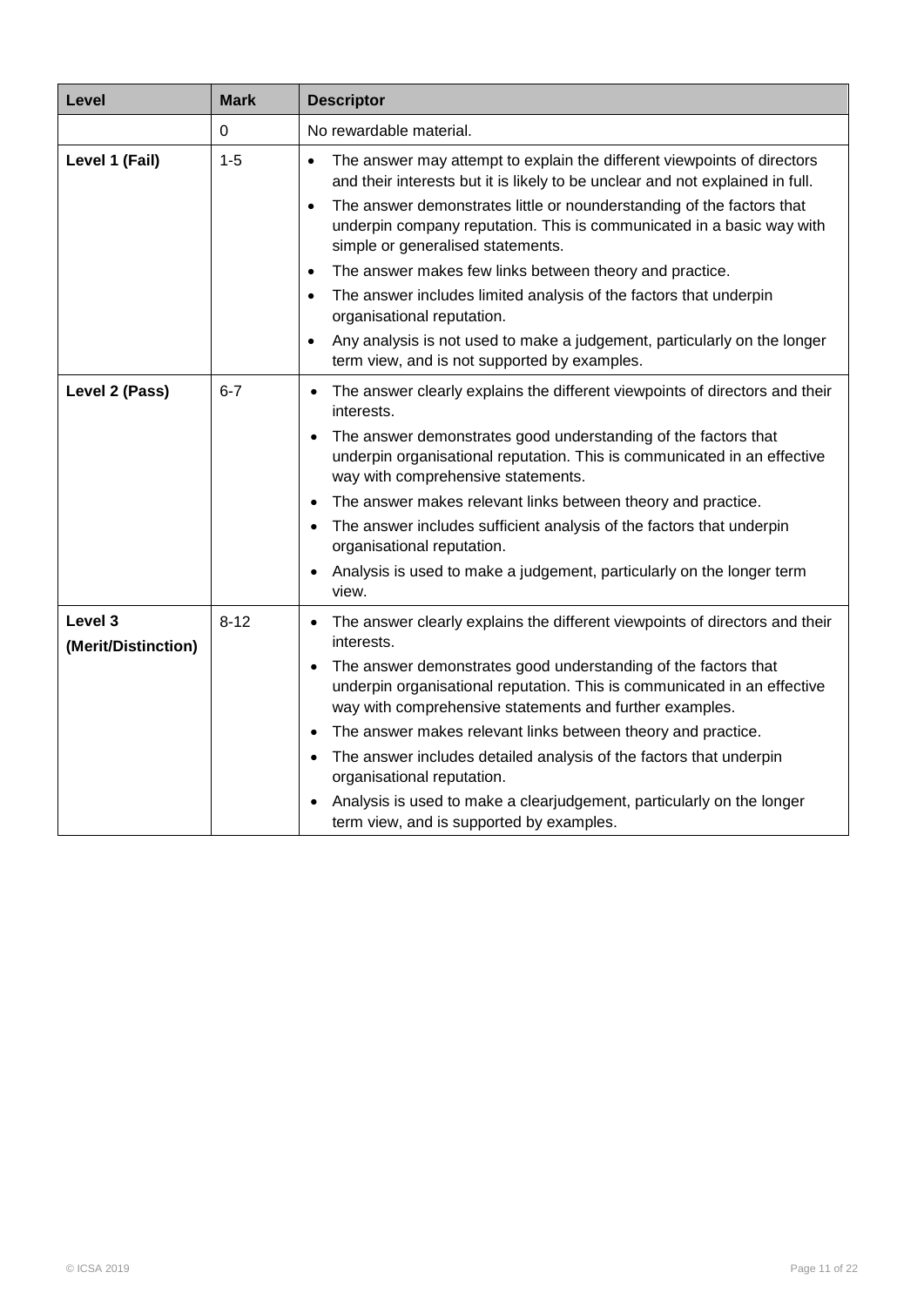| Level | Mark | Descriptor |
|---|---|---|
| | 0 | No rewardable material. |
| **Level 1 (Fail)** | 1-5 | • The answer may attempt to explain the different viewpoints of directors and their interests but it is likely to be unclear and not explained in full.<br>• The answer demonstrates little or nounderstanding of the factors that underpin company reputation. This is communicated in a basic way with simple or generalised statements.<br>• The answer makes few links between theory and practice.<br>• The answer includes limited analysis of the factors that underpin organisational reputation.<br>• Any analysis is not used to make a judgement, particularly on the longer term view, and is not supported by examples. |
| **Level 2 (Pass)** | 6-7 | • The answer clearly explains the different viewpoints of directors and their interests.<br>• The answer demonstrates good understanding of the factors that underpin organisational reputation. This is communicated in an effective way with comprehensive statements.<br>• The answer makes relevant links between theory and practice.<br>• The answer includes sufficient analysis of the factors that underpin organisational reputation.<br>• Analysis is used to make a judgement, particularly on the longer term view. |
| **Level 3 (Merit/Distinction)** | 8-12 | • The answer clearly explains the different viewpoints of directors and their interests.<br>• The answer demonstrates good understanding of the factors that underpin organisational reputation. This is communicated in an effective way with comprehensive statements and further examples.<br>• The answer makes relevant links between theory and practice.<br>• The answer includes detailed analysis of the factors that underpin organisational reputation.<br>• Analysis is used to make a clearjudgement, particularly on the longer term view, and is supported by examples. |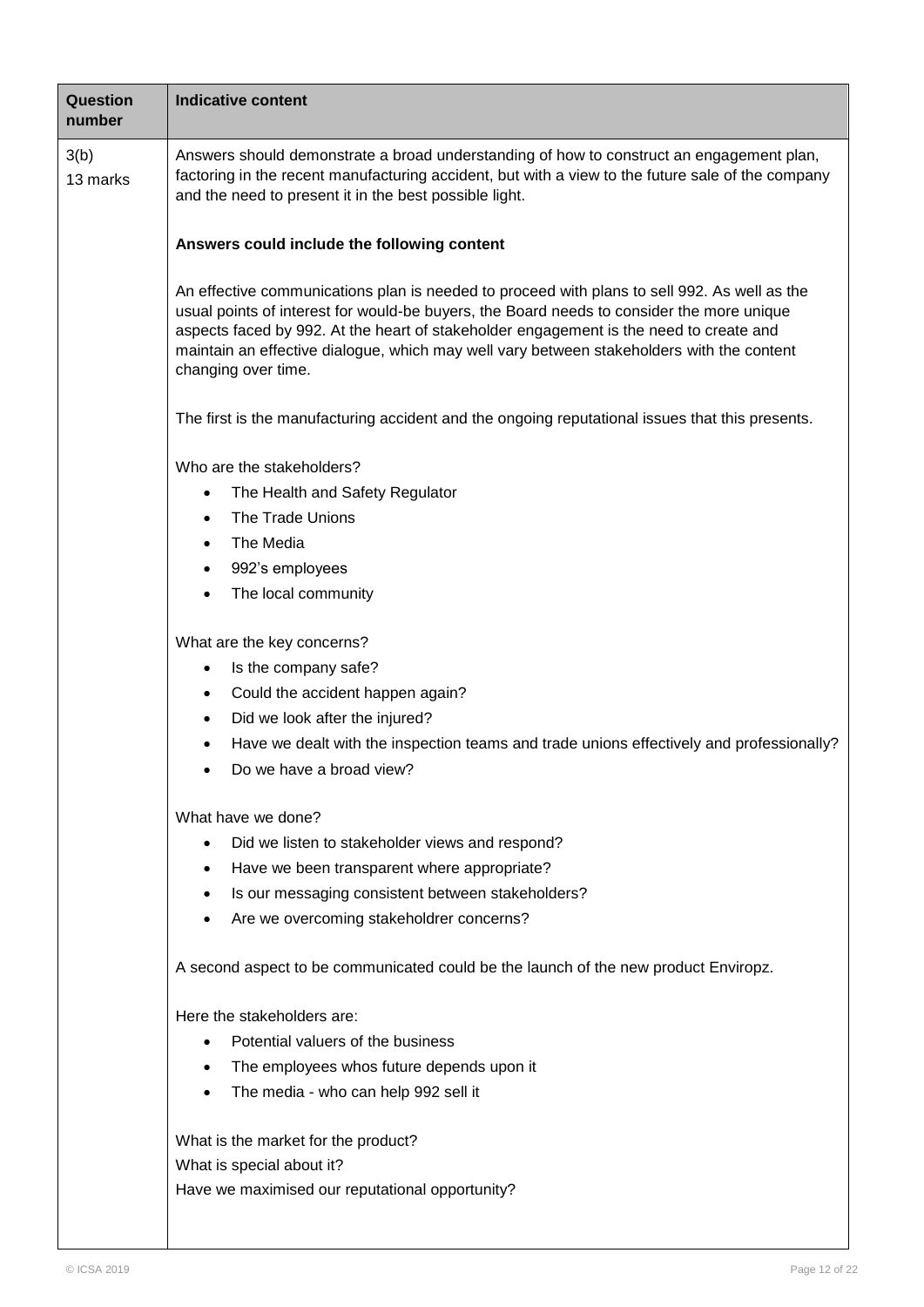| Question number | Indicative content |
|---|---|
| 3(b)<br>13 marks | Answers should demonstrate a broad understanding of how to construct an engagement plan, factoring in the recent manufacturing accident, but with a view to the future sale of the company and the need to present it in the best possible light.<br><br>**Answers could include the following content**<br><br>An effective communications plan is needed to proceed with plans to sell 992. As well as the usual points of interest for would-be buyers, the Board needs to consider the more unique aspects faced by 992. At the heart of stakeholder engagement is the need to create and maintain an effective dialogue, which may well vary between stakeholders with the content changing over time.<br><br>The first is the manufacturing accident and the ongoing reputational issues that this presents.<br><br>Who are the stakeholders?<br>• The Health and Safety Regulator<br>• The Trade Unions<br>• The Media<br>• 992's employees<br>• The local community<br><br>What are the key concerns?<br>• Is the company safe?<br>• Could the accident happen again?<br>• Did we look after the injured?<br>• Have we dealt with the inspection teams and trade unions effectively and professionally?<br>• Do we have a broad view?<br><br>What have we done?<br>• Did we listen to stakeholder views and respond?<br>• Have we been transparent where appropriate?<br>• Is our messaging consistent between stakeholders?<br>• Are we overcoming stakeholdrer concerns?<br><br>A second aspect to be communicated could be the launch of the new product Enviropz.<br><br>Here the stakeholders are:<br>• Potential valuers of the business<br>• The employees whos future depends upon it<br>• The media - who can help 992 sell it<br><br>What is the market for the product?<br>What is special about it?<br>Have we maximised our reputational opportunity? |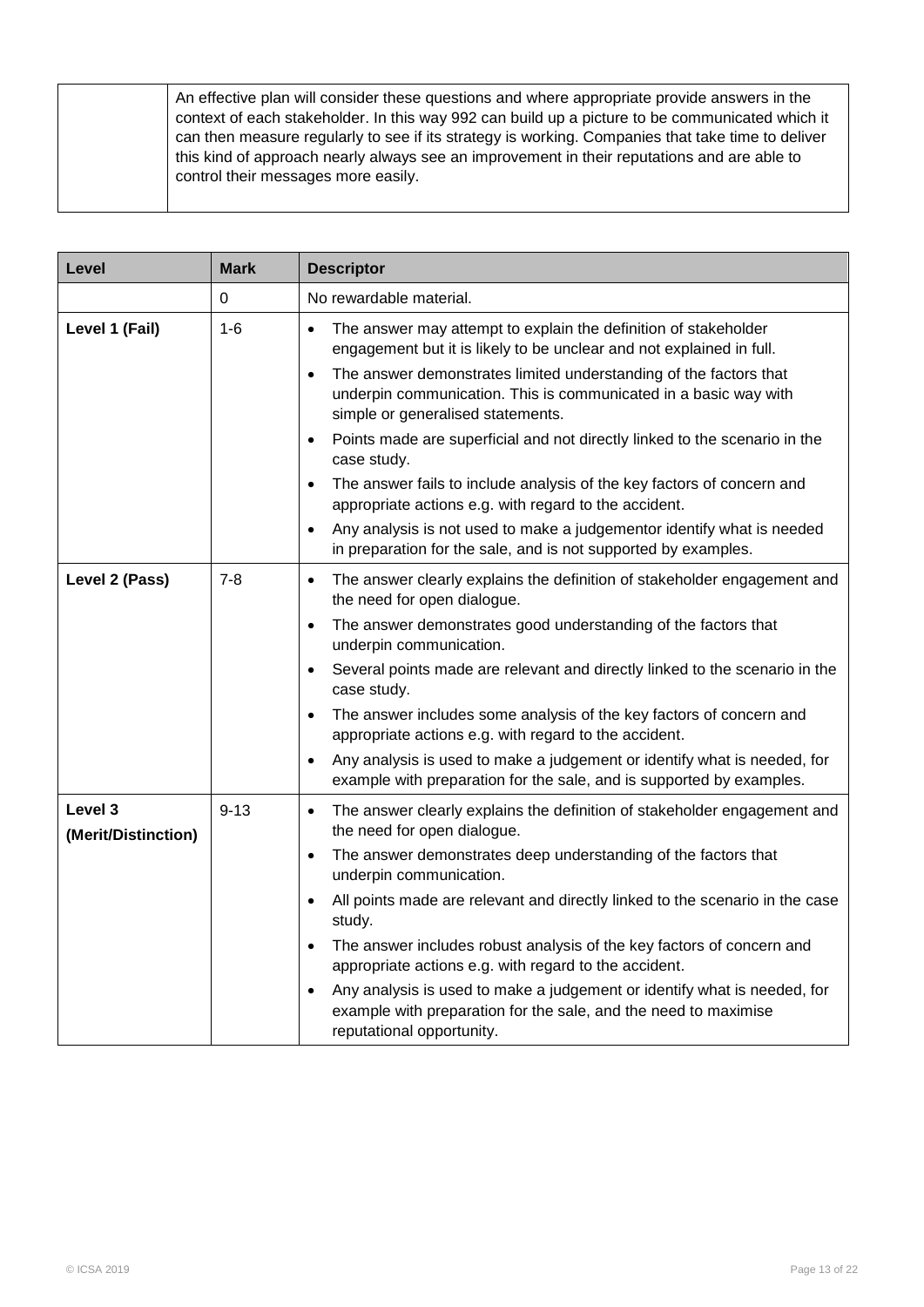| | |
|---|---|
| | An effective plan will consider these questions and where appropriate provide answers in the context of each stakeholder. In this way 992 can build up a picture to be communicated which it can then measure regularly to see if its strategy is working. Companies that take time to deliver this kind of approach nearly always see an improvement in their reputations and are able to control their messages more easily. |

| Level | Mark | Descriptor |
|---|---|---|
| | 0 | No rewardable material. |
| **Level 1 (Fail)** | 1-6 | • The answer may attempt to explain the definition of stakeholder engagement but it is likely to be unclear and not explained in full.<br>• The answer demonstrates limited understanding of the factors that underpin communication. This is communicated in a basic way with simple or generalised statements.<br>• Points made are superficial and not directly linked to the scenario in the case study.<br>• The answer fails to include analysis of the key factors of concern and appropriate actions e.g. with regard to the accident.<br>• Any analysis is not used to make a judgementor identify what is needed in preparation for the sale, and is not supported by examples. |
| **Level 2 (Pass)** | 7-8 | • The answer clearly explains the definition of stakeholder engagement and the need for open dialogue.<br>• The answer demonstrates good understanding of the factors that underpin communication.<br>• Several points made are relevant and directly linked to the scenario in the case study.<br>• The answer includes some analysis of the key factors of concern and appropriate actions e.g. with regard to the accident.<br>• Any analysis is used to make a judgement or identify what is needed, for example with preparation for the sale, and is supported by examples. |
| **Level 3 (Merit/Distinction)** | 9-13 | • The answer clearly explains the definition of stakeholder engagement and the need for open dialogue.<br>• The answer demonstrates deep understanding of the factors that underpin communication.<br>• All points made are relevant and directly linked to the scenario in the case study.<br>• The answer includes robust analysis of the key factors of concern and appropriate actions e.g. with regard to the accident.<br>• Any analysis is used to make a judgement or identify what is needed, for example with preparation for the sale, and the need to maximise reputational opportunity. |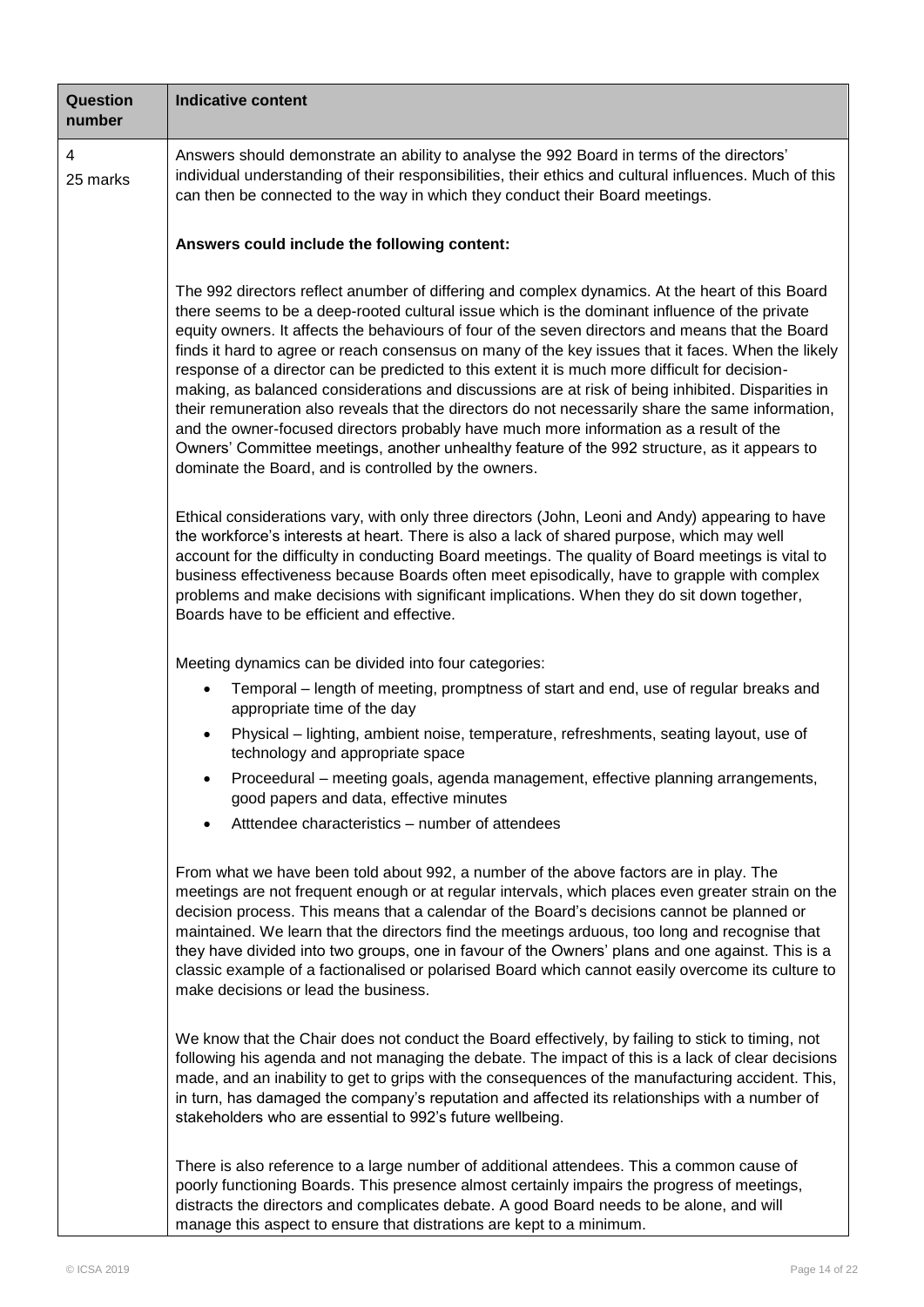| Question number | Indicative content |
|---|---|
| 4<br>25 marks | Answers should demonstrate an ability to analyse the 992 Board in terms of the directors' individual understanding of their responsibilities, their ethics and cultural influences. Much of this can then be connected to the way in which they conduct their Board meetings.<br><br>**Answers could include the following content:**<br><br>The 992 directors reflect anumber of differing and complex dynamics. At the heart of this Board there seems to be a deep-rooted cultural issue which is the dominant influence of the private equity owners. It affects the behaviours of four of the seven directors and means that the Board finds it hard to agree or reach consensus on many of the key issues that it faces. When the likely response of a director can be predicted to this extent it is much more difficult for decision-making, as balanced considerations and discussions are at risk of being inhibited. Disparities in their remuneration also reveals that the directors do not necessarily share the same information, and the owner-focused directors probably have much more information as a result of the Owners' Committee meetings, another unhealthy feature of the 992 structure, as it appears to dominate the Board, and is controlled by the owners.<br><br>Ethical considerations vary, with only three directors (John, Leoni and Andy) appearing to have the workforce's interests at heart. There is also a lack of shared purpose, which may well account for the difficulty in conducting Board meetings. The quality of Board meetings is vital to business effectiveness because Boards often meet episodically, have to grapple with complex problems and make decisions with significant implications. When they do sit down together, Boards have to be efficient and effective.<br><br>Meeting dynamics can be divided into four categories:<br>• Temporal – length of meeting, promptness of start and end, use of regular breaks and appropriate time of the day<br>• Physical – lighting, ambient noise, temperature, refreshments, seating layout, use of technology and appropriate space<br>• Proceedural – meeting goals, agenda management, effective planning arrangements, good papers and data, effective minutes<br>• Atttendee characteristics – number of attendees<br><br>From what we have been told about 992, a number of the above factors are in play. The meetings are not frequent enough or at regular intervals, which places even greater strain on the decision process. This means that a calendar of the Board's decisions cannot be planned or maintained. We learn that the directors find the meetings arduous, too long and recognise that they have divided into two groups, one in favour of the Owners' plans and one against. This is a classic example of a factionalised or polarised Board which cannot easily overcome its culture to make decisions or lead the business.<br><br>We know that the Chair does not conduct the Board effectively, by failing to stick to timing, not following his agenda and not managing the debate. The impact of this is a lack of clear decisions made, and an inability to get to grips with the consequences of the manufacturing accident. This, in turn, has damaged the company's reputation and affected its relationships with a number of stakeholders who are essential to 992's future wellbeing.<br><br>There is also reference to a large number of additional attendees. This a common cause of poorly functioning Boards. This presence almost certainly impairs the progress of meetings, distracts the directors and complicates debate. A good Board needs to be alone, and will manage this aspect to ensure that distrations are kept to a minimum. |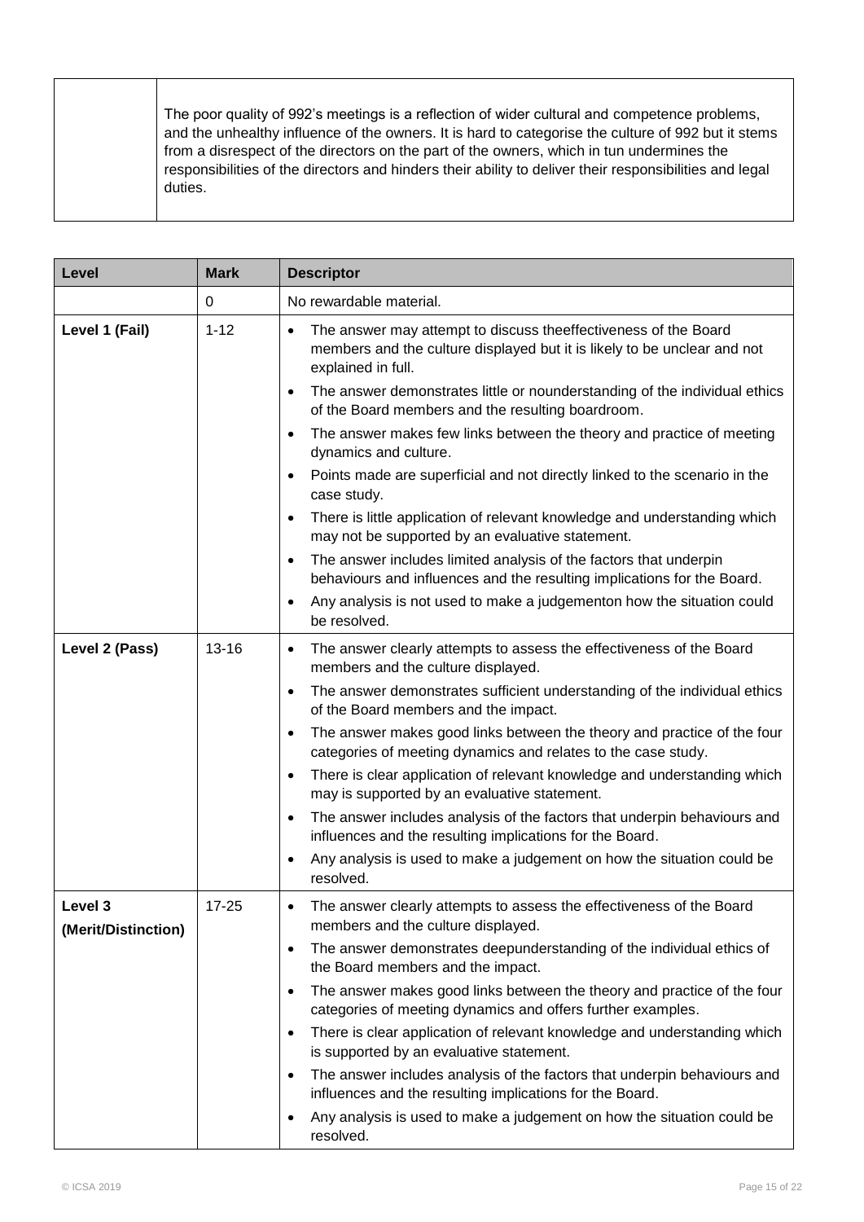| | The poor quality of 992's meetings is a reflection of wider cultural and competence problems, and the unhealthy influence of the owners. It is hard to categorise the culture of 992 but it stems from a disrespect of the directors on the part of the owners, which in tun undermines the responsibilities of the directors and hinders their ability to deliver their responsibilities and legal duties. |
|---|---|

| Level | Mark | Descriptor |
|---|---|---|
| | 0 | No rewardable material. |
| **Level 1 (Fail)** | 1-12 | • The answer may attempt to discuss theeffectiveness of the Board members and the culture displayed but it is likely to be unclear and not explained in full.<br>• The answer demonstrates little or nounderstanding of the individual ethics of the Board members and the resulting boardroom.<br>• The answer makes few links between the theory and practice of meeting dynamics and culture.<br>• Points made are superficial and not directly linked to the scenario in the case study.<br>• There is little application of relevant knowledge and understanding which may not be supported by an evaluative statement.<br>• The answer includes limited analysis of the factors that underpin behaviours and influences and the resulting implications for the Board.<br>• Any analysis is not used to make a judgementon how the situation could be resolved. |
| **Level 2 (Pass)** | 13-16 | • The answer clearly attempts to assess the effectiveness of the Board members and the culture displayed.<br>• The answer demonstrates sufficient understanding of the individual ethics of the Board members and the impact.<br>• The answer makes good links between the theory and practice of the four categories of meeting dynamics and relates to the case study.<br>• There is clear application of relevant knowledge and understanding which may is supported by an evaluative statement.<br>• The answer includes analysis of the factors that underpin behaviours and influences and the resulting implications for the Board.<br>• Any analysis is used to make a judgement on how the situation could be resolved. |
| **Level 3 (Merit/Distinction)** | 17-25 | • The answer clearly attempts to assess the effectiveness of the Board members and the culture displayed.<br>• The answer demonstrates deepunderstanding of the individual ethics of the Board members and the impact.<br>• The answer makes good links between the theory and practice of the four categories of meeting dynamics and offers further examples.<br>• There is clear application of relevant knowledge and understanding which is supported by an evaluative statement.<br>• The answer includes analysis of the factors that underpin behaviours and influences and the resulting implications for the Board.<br>• Any analysis is used to make a judgement on how the situation could be resolved. |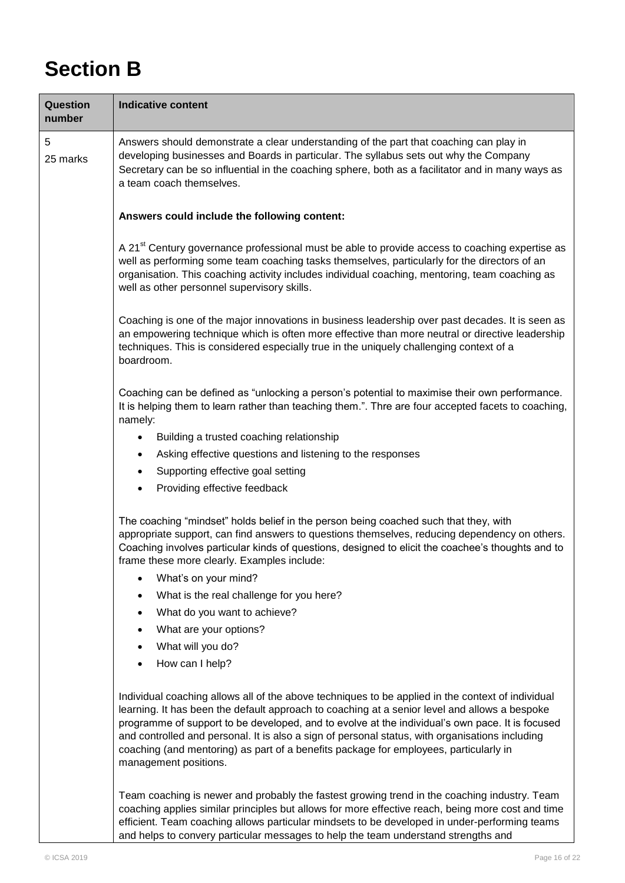# Section B

| Question number | Indicative content |
|---|---|
| 5<br>25 marks | Answers should demonstrate a clear understanding of the part that coaching can play in developing businesses and Boards in particular. The syllabus sets out why the Company Secretary can be so influential in the coaching sphere, both as a facilitator and in many ways as a team coach themselves.<br><br>**Answers could include the following content:**<br><br>A 21st Century governance professional must be able to provide access to coaching expertise as well as performing some team coaching tasks themselves, particularly for the directors of an organisation. This coaching activity includes individual coaching, mentoring, team coaching as well as other personnel supervisory skills.<br><br>Coaching is one of the major innovations in business leadership over past decades. It is seen as an empowering technique which is often more effective than more neutral or directive leadership techniques. This is considered especially true in the uniquely challenging context of a boardroom.<br><br>Coaching can be defined as "unlocking a person's potential to maximise their own performance. It is helping them to learn rather than teaching them.". Thre are four accepted facets to coaching, namely:<br>• Building a trusted coaching relationship<br>• Asking effective questions and listening to the responses<br>• Supporting effective goal setting<br>• Providing effective feedback<br><br>The coaching "mindset" holds belief in the person being coached such that they, with appropriate support, can find answers to questions themselves, reducing dependency on others. Coaching involves particular kinds of questions, designed to elicit the coachee's thoughts and to frame these more clearly. Examples include:<br>• What's on your mind?<br>• What is the real challenge for you here?<br>• What do you want to achieve?<br>• What are your options?<br>• What will you do?<br>• How can I help?<br><br>Individual coaching allows all of the above techniques to be applied in the context of individual learning. It has been the default approach to coaching at a senior level and allows a bespoke programme of support to be developed, and to evolve at the individual's own pace. It is focused and controlled and personal. It is also a sign of personal status, with organisations including coaching (and mentoring) as part of a benefits package for employees, particularly in management positions.<br><br>Team coaching is newer and probably the fastest growing trend in the coaching industry. Team coaching applies similar principles but allows for more effective reach, being more cost and time efficient. Team coaching allows particular mindsets to be developed in under-performing teams and helps to convery particular messages to help the team understand strengths and |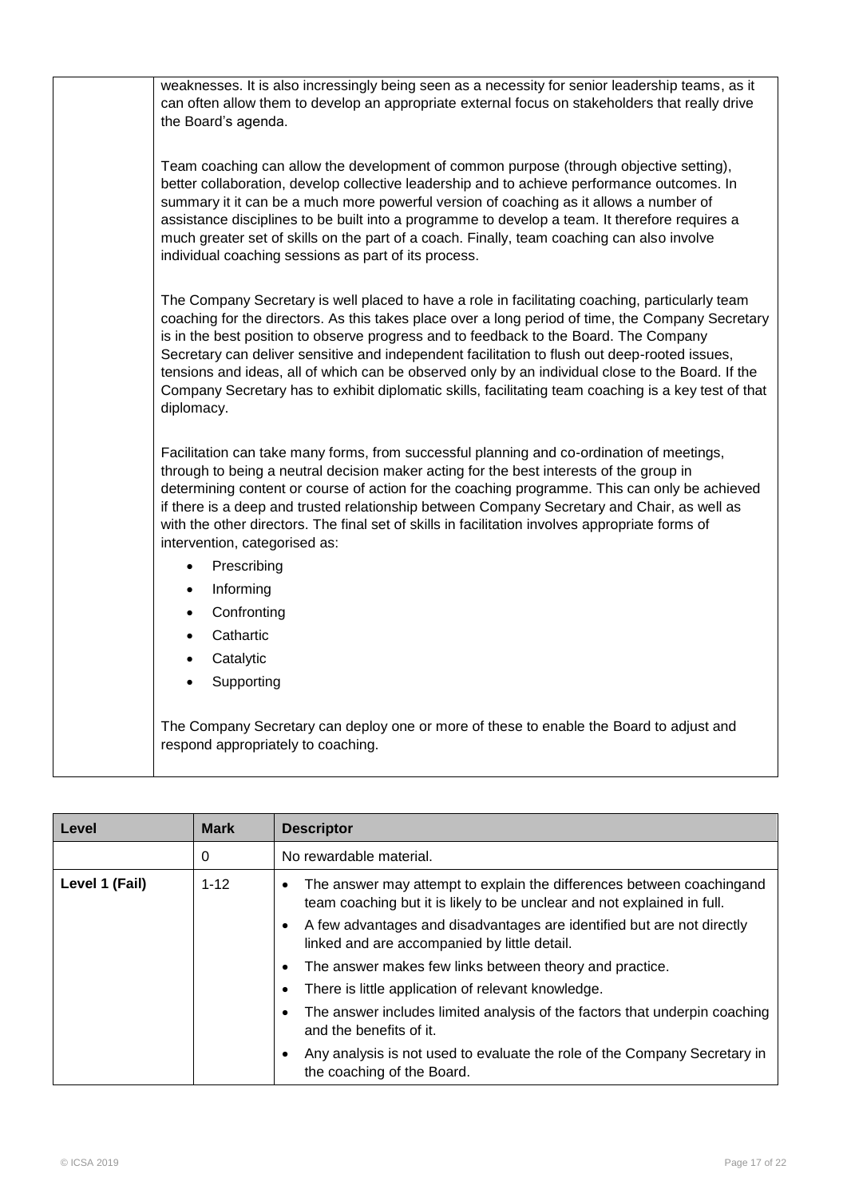| | |
|---|---|
| | weaknesses. It is also incressingly being seen as a necessity for senior leadership teams, as it can often allow them to develop an appropriate external focus on stakeholders that really drive the Board's agenda.<br><br>Team coaching can allow the development of common purpose (through objective setting), better collaboration, develop collective leadership and to achieve performance outcomes. In summary it it can be a much more powerful version of coaching as it allows a number of assistance disciplines to be built into a programme to develop a team. It therefore requires a much greater set of skills on the part of a coach. Finally, team coaching can also involve individual coaching sessions as part of its process.<br><br>The Company Secretary is well placed to have a role in facilitating coaching, particularly team coaching for the directors. As this takes place over a long period of time, the Company Secretary is in the best position to observe progress and to feedback to the Board. The Company Secretary can deliver sensitive and independent facilitation to flush out deep-rooted issues, tensions and ideas, all of which can be observed only by an individual close to the Board. If the Company Secretary has to exhibit diplomatic skills, facilitating team coaching is a key test of that diplomacy.<br><br>Facilitation can take many forms, from successful planning and co-ordination of meetings, through to being a neutral decision maker acting for the best interests of the group in determining content or course of action for the coaching programme. This can only be achieved if there is a deep and trusted relationship between Company Secretary and Chair, as well as with the other directors. The final set of skills in facilitation involves appropriate forms of intervention, categorised as:<br><br>• Prescribing<br>• Informing<br>• Confronting<br>• Cathartic<br>• Catalytic<br>• Supporting<br><br>The Company Secretary can deploy one or more of these to enable the Board to adjust and respond appropriately to coaching. |

| Level | Mark | Descriptor |
|---|---|---|
| | 0 | No rewardable material. |
| **Level 1 (Fail)** | 1-12 | • The answer may attempt to explain the differences between coachingand team coaching but it is likely to be unclear and not explained in full.<br>• A few advantages and disadvantages are identified but are not directly linked and are accompanied by little detail.<br>• The answer makes few links between theory and practice.<br>• There is little application of relevant knowledge.<br>• The answer includes limited analysis of the factors that underpin coaching and the benefits of it.<br>• Any analysis is not used to evaluate the role of the Company Secretary in the coaching of the Board. |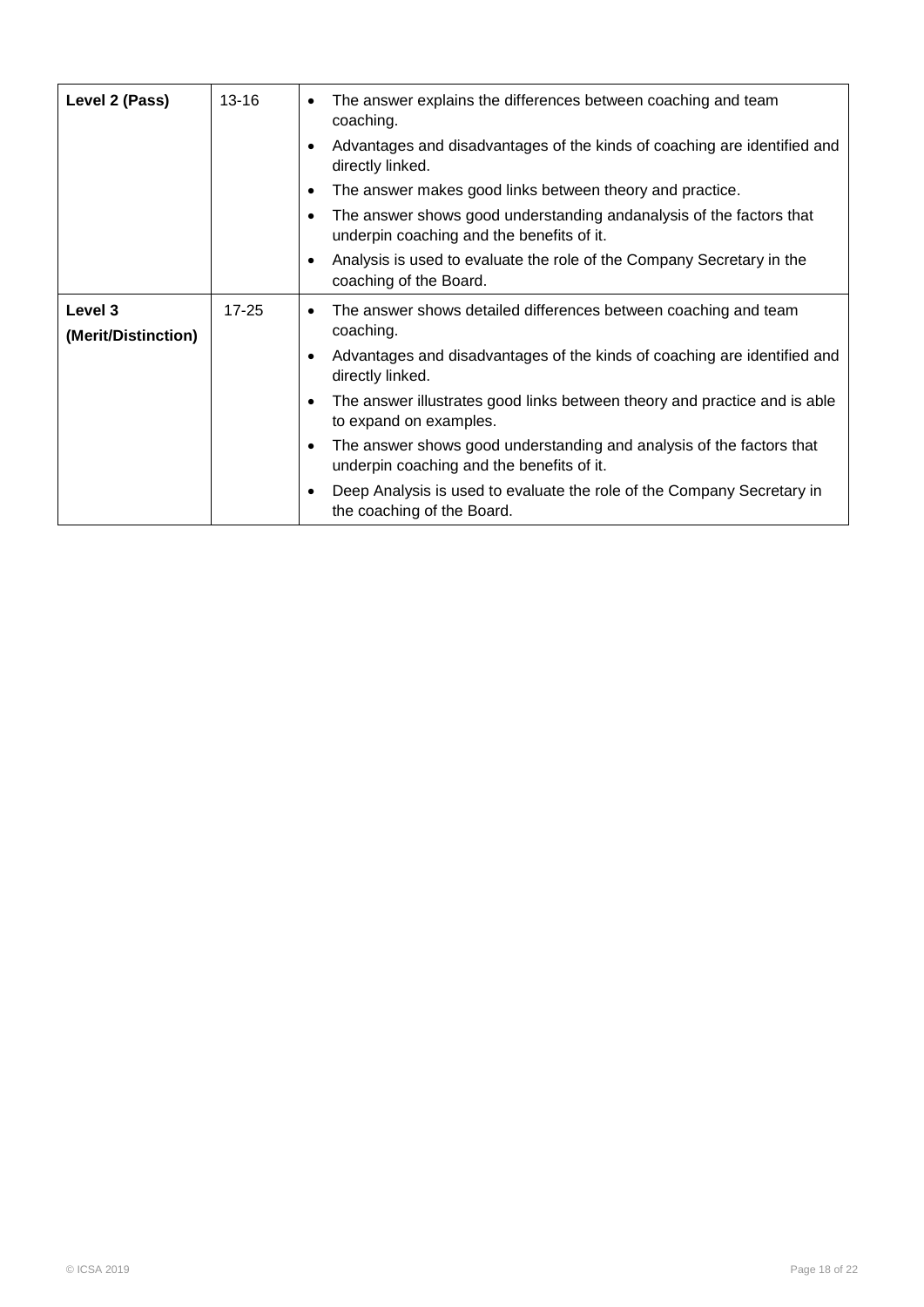| | | |
|---|---|---|
| **Level 2 (Pass)** | 13-16 | • The answer explains the differences between coaching and team coaching.<br>• Advantages and disadvantages of the kinds of coaching are identified and directly linked.<br>• The answer makes good links between theory and practice.<br>• The answer shows good understanding andanalysis of the factors that underpin coaching and the benefits of it.<br>• Analysis is used to evaluate the role of the Company Secretary in the coaching of the Board. |
| **Level 3 (Merit/Distinction)** | 17-25 | • The answer shows detailed differences between coaching and team coaching.<br>• Advantages and disadvantages of the kinds of coaching are identified and directly linked.<br>• The answer illustrates good links between theory and practice and is able to expand on examples.<br>• The answer shows good understanding and analysis of the factors that underpin coaching and the benefits of it.<br>• Deep Analysis is used to evaluate the role of the Company Secretary in the coaching of the Board. |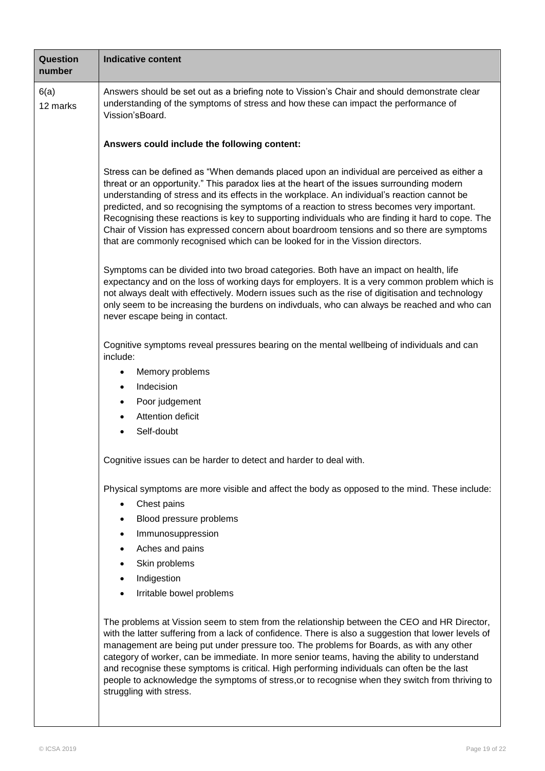| Question number | Indicative content |
|---|---|
| 6(a)<br>12 marks | Answers should be set out as a briefing note to Vission's Chair and should demonstrate clear understanding of the symptoms of stress and how these can impact the performance of Vission'sBoard.<br><br>**Answers could include the following content:**<br><br>Stress can be defined as "When demands placed upon an individual are perceived as either a threat or an opportunity." This paradox lies at the heart of the issues surrounding modern understanding of stress and its effects in the workplace. An individual's reaction cannot be predicted, and so recognising the symptoms of a reaction to stress becomes very important. Recognising these reactions is key to supporting individuals who are finding it hard to cope. The Chair of Vission has expressed concern about boardroom tensions and so there are symptoms that are commonly recognised which can be looked for in the Vission directors.<br><br>Symptoms can be divided into two broad categories. Both have an impact on health, life expectancy and on the loss of working days for employers. It is a very common problem which is not always dealt with effectively. Modern issues such as the rise of digitisation and technology only seem to be increasing the burdens on indivduals, who can always be reached and who can never escape being in contact.<br><br>Cognitive symptoms reveal pressures bearing on the mental wellbeing of individuals and can include:<br>• Memory problems<br>• Indecision<br>• Poor judgement<br>• Attention deficit<br>• Self-doubt<br><br>Cognitive issues can be harder to detect and harder to deal with.<br><br>Physical symptoms are more visible and affect the body as opposed to the mind. These include:<br>• Chest pains<br>• Blood pressure problems<br>• Immunosuppression<br>• Aches and pains<br>• Skin problems<br>• Indigestion<br>• Irritable bowel problems<br><br>The problems at Vission seem to stem from the relationship between the CEO and HR Director, with the latter suffering from a lack of confidence. There is also a suggestion that lower levels of management are being put under pressure too. The problems for Boards, as with any other category of worker, can be immediate. In more senior teams, having the ability to understand and recognise these symptoms is critical. High performing individuals can often be the last people to acknowledge the symptoms of stress,or to recognise when they switch from thriving to struggling with stress. |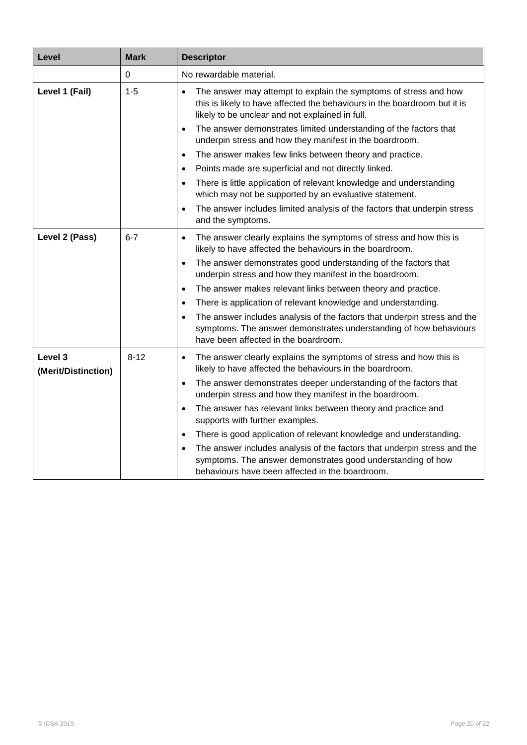| Level | Mark | Descriptor |
|---|---|---|
| | 0 | No rewardable material. |
| **Level 1 (Fail)** | 1-5 | • The answer may attempt to explain the symptoms of stress and how this is likely to have affected the behaviours in the boardroom but it is likely to be unclear and not explained in full.<br>• The answer demonstrates limited understanding of the factors that underpin stress and how they manifest in the boardroom.<br>• The answer makes few links between theory and practice.<br>• Points made are superficial and not directly linked.<br>• There is little application of relevant knowledge and understanding which may not be supported by an evaluative statement.<br>• The answer includes limited analysis of the factors that underpin stress and the symptoms. |
| **Level 2 (Pass)** | 6-7 | • The answer clearly explains the symptoms of stress and how this is likely to have affected the behaviours in the boardroom.<br>• The answer demonstrates good understanding of the factors that underpin stress and how they manifest in the boardroom.<br>• The answer makes relevant links between theory and practice.<br>• There is application of relevant knowledge and understanding.<br>• The answer includes analysis of the factors that underpin stress and the symptoms. The answer demonstrates understanding of how behaviours have been affected in the boardroom. |
| **Level 3 (Merit/Distinction)** | 8-12 | • The answer clearly explains the symptoms of stress and how this is likely to have affected the behaviours in the boardroom.<br>• The answer demonstrates deeper understanding of the factors that underpin stress and how they manifest in the boardroom.<br>• The answer has relevant links between theory and practice and supports with further examples.<br>• There is good application of relevant knowledge and understanding.<br>• The answer includes analysis of the factors that underpin stress and the symptoms. The answer demonstrates good understanding of how behaviours have been affected in the boardroom. |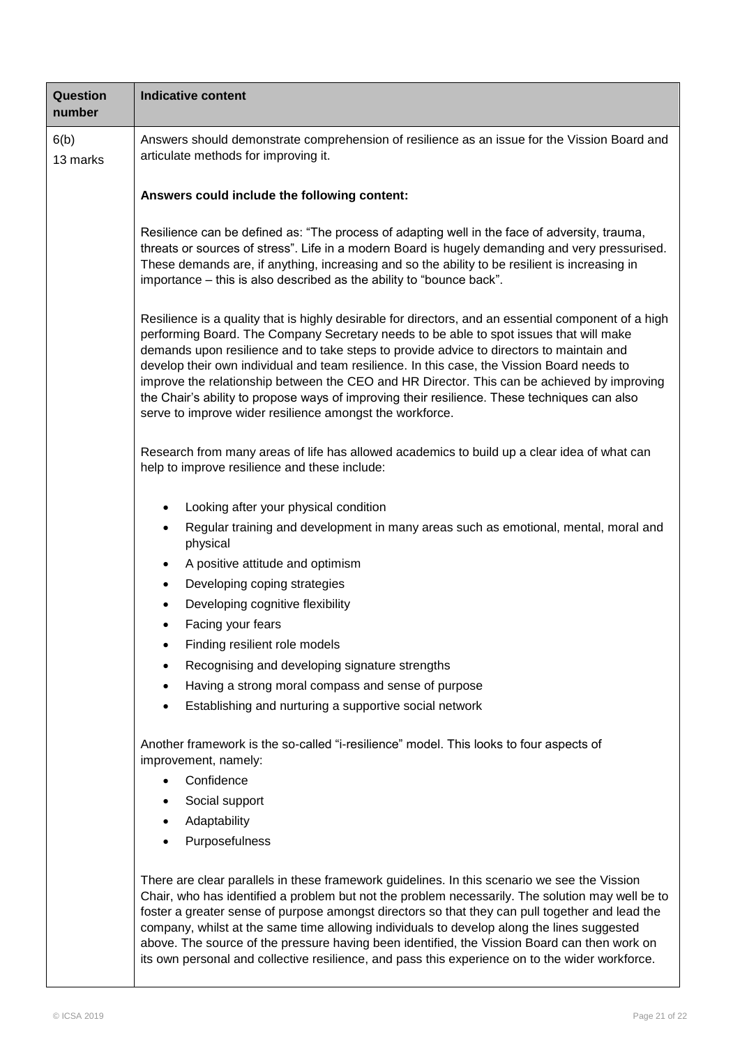| Question number | Indicative content |
|---|---|
| 6(b)<br>13 marks | Answers should demonstrate comprehension of resilience as an issue for the Vission Board and articulate methods for improving it.<br><br>**Answers could include the following content:**<br><br>Resilience can be defined as: "The process of adapting well in the face of adversity, trauma, threats or sources of stress". Life in a modern Board is hugely demanding and very pressurised. These demands are, if anything, increasing and so the ability to be resilient is increasing in importance – this is also described as the ability to "bounce back".<br><br>Resilience is a quality that is highly desirable for directors, and an essential component of a high performing Board. The Company Secretary needs to be able to spot issues that will make demands upon resilience and to take steps to provide advice to directors to maintain and develop their own individual and team resilience. In this case, the Vission Board needs to improve the relationship between the CEO and HR Director. This can be achieved by improving the Chair's ability to propose ways of improving their resilience. These techniques can also serve to improve wider resilience amongst the workforce.<br><br>Research from many areas of life has allowed academics to build up a clear idea of what can help to improve resilience and these include:<br><br>• Looking after your physical condition<br>• Regular training and development in many areas such as emotional, mental, moral and physical<br>• A positive attitude and optimism<br>• Developing coping strategies<br>• Developing cognitive flexibility<br>• Facing your fears<br>• Finding resilient role models<br>• Recognising and developing signature strengths<br>• Having a strong moral compass and sense of purpose<br>• Establishing and nurturing a supportive social network<br><br>Another framework is the so-called "i-resilience" model. This looks to four aspects of improvement, namely:<br>• Confidence<br>• Social support<br>• Adaptability<br>• Purposefulness<br><br>There are clear parallels in these framework guidelines. In this scenario we see the Vission Chair, who has identified a problem but not the problem necessarily. The solution may well be to foster a greater sense of purpose amongst directors so that they can pull together and lead the company, whilst at the same time allowing individuals to develop along the lines suggested above. The source of the pressure having been identified, the Vission Board can then work on its own personal and collective resilience, and pass this experience on to the wider workforce. |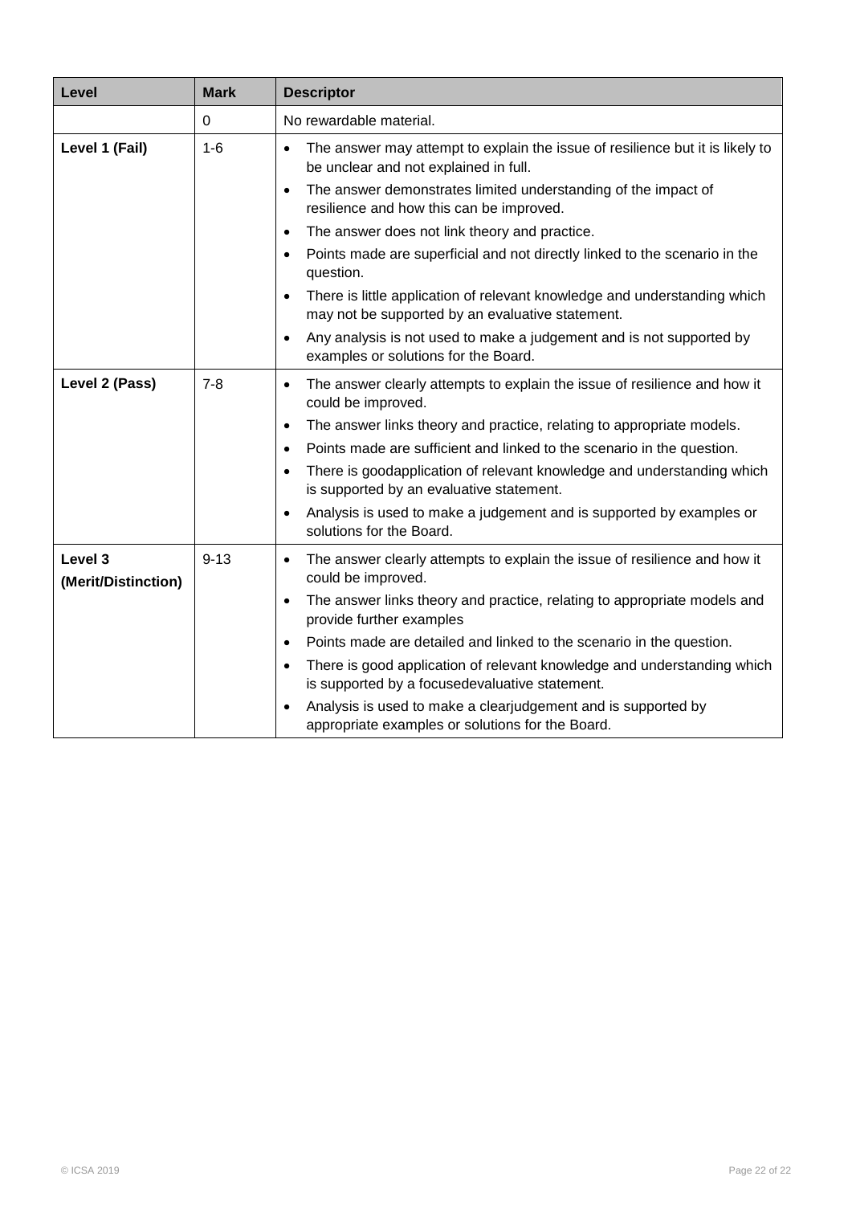| Level | Mark | Descriptor |
|---|---|---|
| | 0 | No rewardable material. |
| **Level 1 (Fail)** | 1-6 | • The answer may attempt to explain the issue of resilience but it is likely to be unclear and not explained in full.<br>• The answer demonstrates limited understanding of the impact of resilience and how this can be improved.<br>• The answer does not link theory and practice.<br>• Points made are superficial and not directly linked to the scenario in the question.<br>• There is little application of relevant knowledge and understanding which may not be supported by an evaluative statement.<br>• Any analysis is not used to make a judgement and is not supported by examples or solutions for the Board. |
| **Level 2 (Pass)** | 7-8 | • The answer clearly attempts to explain the issue of resilience and how it could be improved.<br>• The answer links theory and practice, relating to appropriate models.<br>• Points made are sufficient and linked to the scenario in the question.<br>• There is goodapplication of relevant knowledge and understanding which is supported by an evaluative statement.<br>• Analysis is used to make a judgement and is supported by examples or solutions for the Board. |
| **Level 3 (Merit/Distinction)** | 9-13 | • The answer clearly attempts to explain the issue of resilience and how it could be improved.<br>• The answer links theory and practice, relating to appropriate models and provide further examples<br>• Points made are detailed and linked to the scenario in the question.<br>• There is good application of relevant knowledge and understanding which is supported by a focusedevaluative statement.<br>• Analysis is used to make a clearjudgement and is supported by appropriate examples or solutions for the Board. |

© ICSA 2019